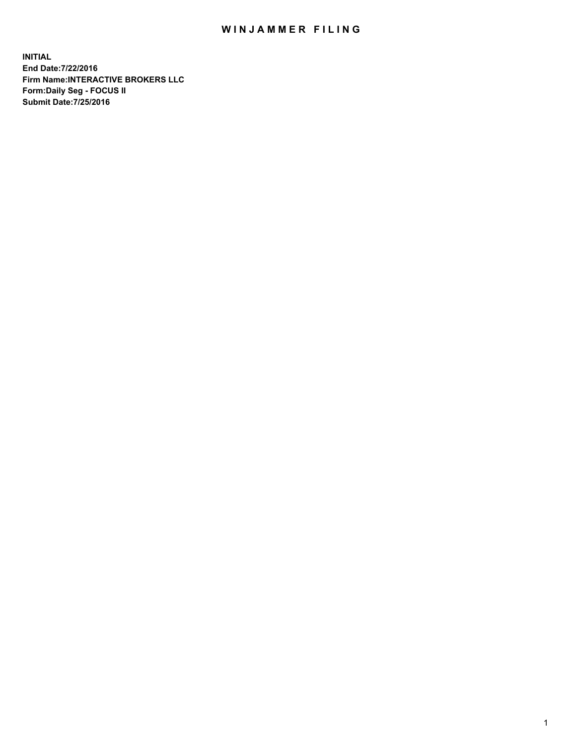# WINJAMMER FILING

**INITIAL**
**End Date:7/22/2016**
**Firm Name:INTERACTIVE BROKERS LLC**
**Form:Daily Seg - FOCUS II**
**Submit Date:7/25/2016**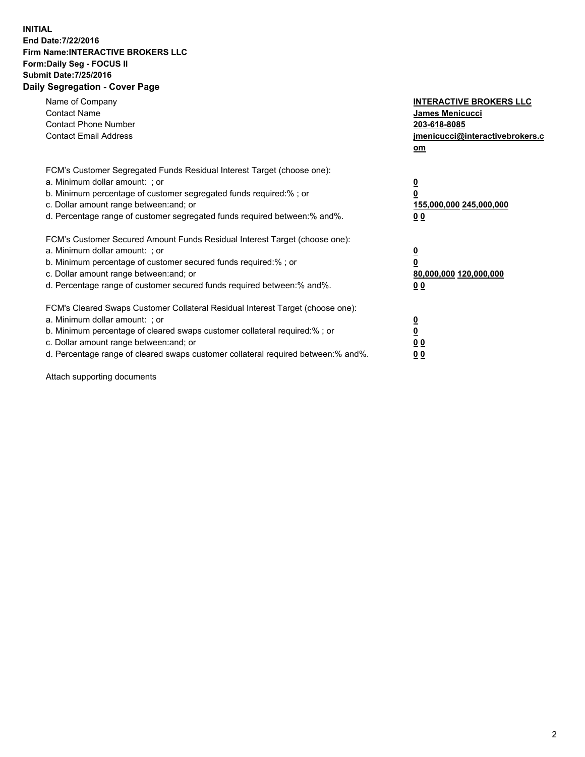**INITIAL**
**End Date:7/22/2016**
**Firm Name:INTERACTIVE BROKERS LLC**
**Form:Daily Seg - FOCUS II**
**Submit Date:7/25/2016**
**Daily Segregation - Cover Page**

| | |
|---|---|
| Name of Company | **INTERACTIVE BROKERS LLC** |
| Contact Name | **James Menicucci** |
| Contact Phone Number | **203-618-8085** |
| Contact Email Address | **jmenicucci@interactivebrokers.com** |
| | |
| FCM's Customer Segregated Funds Residual Interest Target (choose one): | |
| a. Minimum dollar amount: ; or | **0** |
| b. Minimum percentage of customer segregated funds required:% ; or | **0** |
| c. Dollar amount range between:and; or | **155,000,000 245,000,000** |
| d. Percentage range of customer segregated funds required between:% and%. | **0 0** |
| | |
| FCM's Customer Secured Amount Funds Residual Interest Target (choose one): | |
| a. Minimum dollar amount: ; or | **0** |
| b. Minimum percentage of customer secured funds required:% ; or | **0** |
| c. Dollar amount range between:and; or | **80,000,000 120,000,000** |
| d. Percentage range of customer secured funds required between:% and%. | **0 0** |
| | |
| FCM's Cleared Swaps Customer Collateral Residual Interest Target (choose one): | |
| a. Minimum dollar amount: ; or | **0** |
| b. Minimum percentage of cleared swaps customer collateral required:% ; or | **0** |
| c. Dollar amount range between:and; or | **0 0** |
| d. Percentage range of cleared swaps customer collateral required between:% and%. | **0 0** |

Attach supporting documents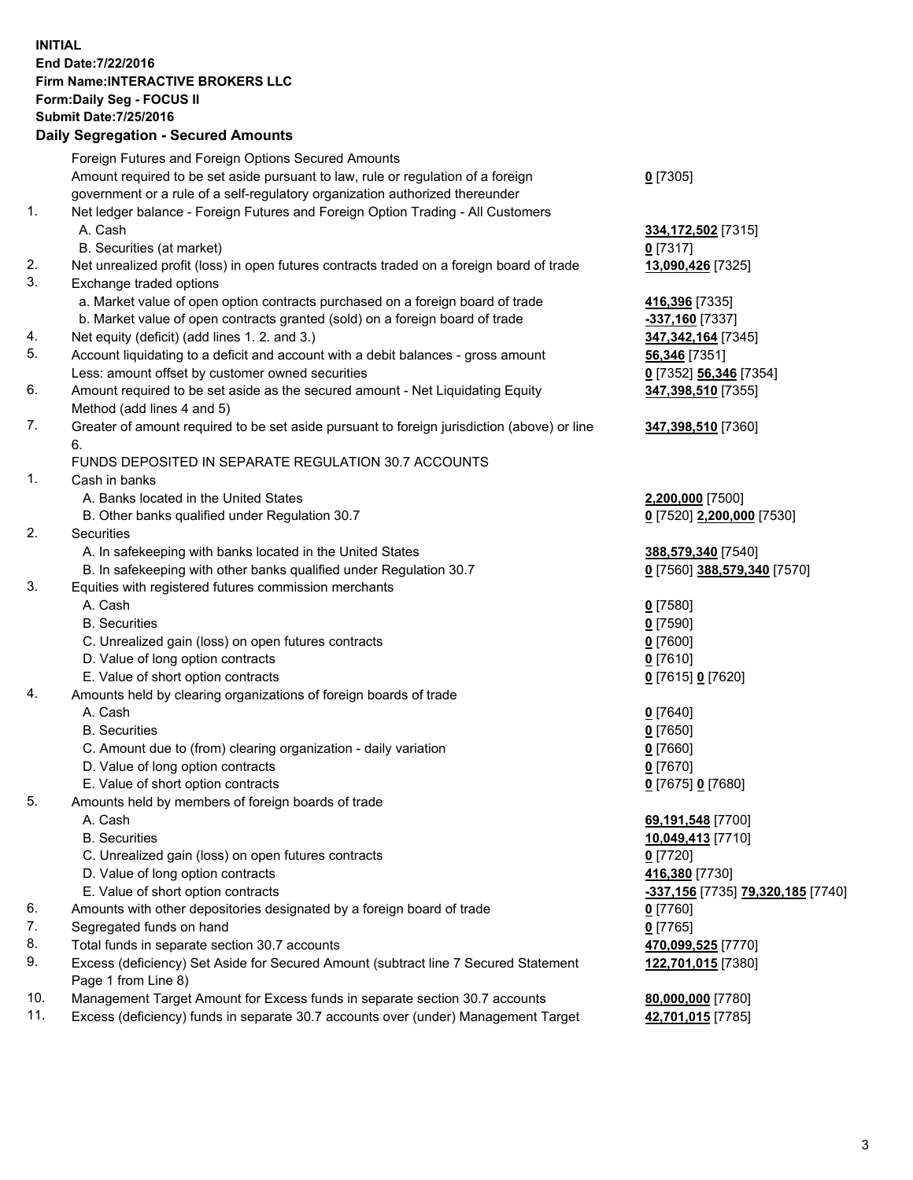**INITIAL**
**End Date:7/22/2016**
**Firm Name:INTERACTIVE BROKERS LLC**
**Form:Daily Seg - FOCUS II**
**Submit Date:7/25/2016**
**Daily Segregation - Secured Amounts**

| | | |
|---|---|---|
| | Foreign Futures and Foreign Options Secured Amounts | |
| | Amount required to be set aside pursuant to law, rule or regulation of a foreign government or a rule of a self-regulatory organization authorized thereunder | **0** [7305] |
| 1. | Net ledger balance - Foreign Futures and Foreign Option Trading - All Customers | |
| | A. Cash | **334,172,502** [7315] |
| | B. Securities (at market) | **0** [7317] |
| 2. | Net unrealized profit (loss) in open futures contracts traded on a foreign board of trade | **13,090,426** [7325] |
| 3. | Exchange traded options | |
| | a. Market value of open option contracts purchased on a foreign board of trade | **416,396** [7335] |
| | b. Market value of open contracts granted (sold) on a foreign board of trade | **-337,160** [7337] |
| 4. | Net equity (deficit) (add lines 1. 2. and 3.) | **347,342,164** [7345] |
| 5. | Account liquidating to a deficit and account with a debit balances - gross amount | **56,346** [7351] |
| | Less: amount offset by customer owned securities | **0** [7352] **56,346** [7354] |
| 6. | Amount required to be set aside as the secured amount - Net Liquidating Equity Method (add lines 4 and 5) | **347,398,510** [7355] |
| 7. | Greater of amount required to be set aside pursuant to foreign jurisdiction (above) or line 6. | **347,398,510** [7360] |
| | FUNDS DEPOSITED IN SEPARATE REGULATION 30.7 ACCOUNTS | |
| 1. | Cash in banks | |
| | A. Banks located in the United States | **2,200,000** [7500] |
| | B. Other banks qualified under Regulation 30.7 | **0** [7520] **2,200,000** [7530] |
| 2. | Securities | |
| | A. In safekeeping with banks located in the United States | **388,579,340** [7540] |
| | B. In safekeeping with other banks qualified under Regulation 30.7 | **0** [7560] **388,579,340** [7570] |
| 3. | Equities with registered futures commission merchants | |
| | A. Cash | **0** [7580] |
| | B. Securities | **0** [7590] |
| | C. Unrealized gain (loss) on open futures contracts | **0** [7600] |
| | D. Value of long option contracts | **0** [7610] |
| | E. Value of short option contracts | **0** [7615] **0** [7620] |
| 4. | Amounts held by clearing organizations of foreign boards of trade | |
| | A. Cash | **0** [7640] |
| | B. Securities | **0** [7650] |
| | C. Amount due to (from) clearing organization - daily variation | **0** [7660] |
| | D. Value of long option contracts | **0** [7670] |
| | E. Value of short option contracts | **0** [7675] **0** [7680] |
| 5. | Amounts held by members of foreign boards of trade | |
| | A. Cash | **69,191,548** [7700] |
| | B. Securities | **10,049,413** [7710] |
| | C. Unrealized gain (loss) on open futures contracts | **0** [7720] |
| | D. Value of long option contracts | **416,380** [7730] |
| | E. Value of short option contracts | **-337,156** [7735] **79,320,185** [7740] |
| 6. | Amounts with other depositories designated by a foreign board of trade | **0** [7760] |
| 7. | Segregated funds on hand | **0** [7765] |
| 8. | Total funds in separate section 30.7 accounts | **470,099,525** [7770] |
| 9. | Excess (deficiency) Set Aside for Secured Amount (subtract line 7 Secured Statement Page 1 from Line 8) | **122,701,015** [7380] |
| 10. | Management Target Amount for Excess funds in separate section 30.7 accounts | **80,000,000** [7780] |
| 11. | Excess (deficiency) funds in separate 30.7 accounts over (under) Management Target | **42,701,015** [7785] |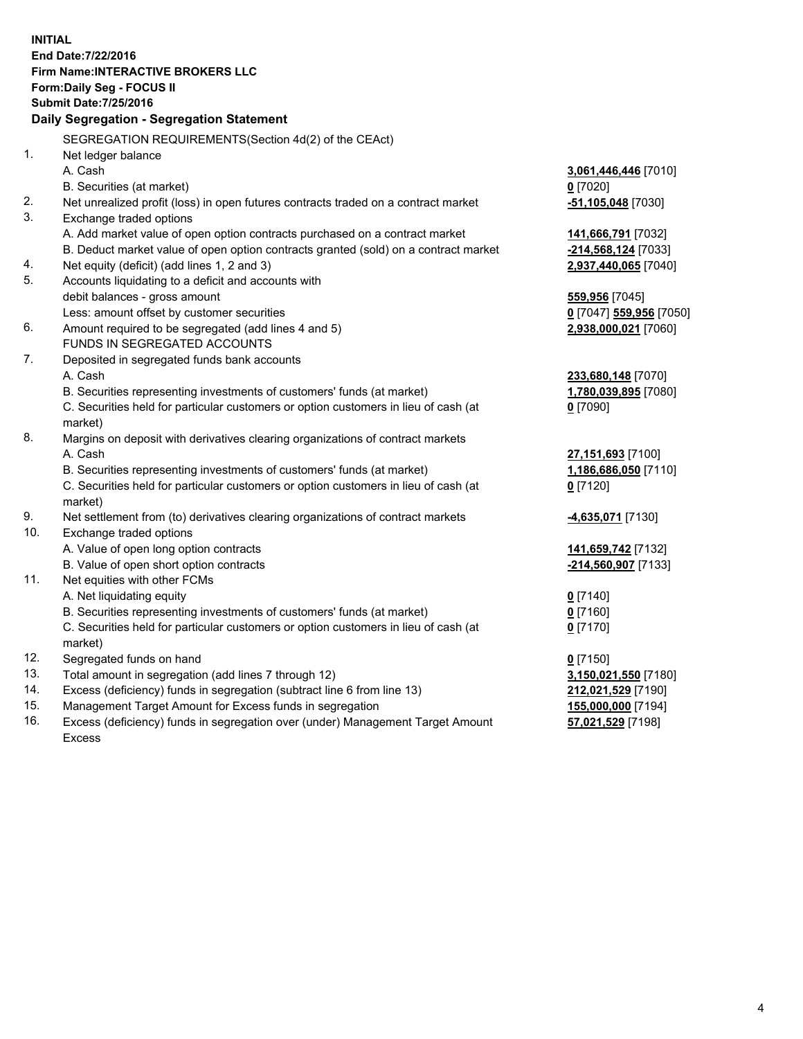**INITIAL**
**End Date:7/22/2016**
**Firm Name:INTERACTIVE BROKERS LLC**
**Form:Daily Seg - FOCUS II**
**Submit Date:7/25/2016**

**Daily Segregation - Segregation Statement**

| | | |
|---|---|---|
| | SEGREGATION REQUIREMENTS(Section 4d(2) of the CEAct) | |
| 1. | Net ledger balance | |
| | A. Cash | **3,061,446,446** [7010] |
| | B. Securities (at market) | **0** [7020] |
| 2. | Net unrealized profit (loss) in open futures contracts traded on a contract market | **-51,105,048** [7030] |
| 3. | Exchange traded options | |
| | A. Add market value of open option contracts purchased on a contract market | **141,666,791** [7032] |
| | B. Deduct market value of open option contracts granted (sold) on a contract market | **-214,568,124** [7033] |
| 4. | Net equity (deficit) (add lines 1, 2 and 3) | **2,937,440,065** [7040] |
| 5. | Accounts liquidating to a deficit and accounts with | |
| | debit balances - gross amount | **559,956** [7045] |
| | Less: amount offset by customer securities | **0** [7047] **559,956** [7050] |
| 6. | Amount required to be segregated (add lines 4 and 5) | **2,938,000,021** [7060] |
| | FUNDS IN SEGREGATED ACCOUNTS | |
| 7. | Deposited in segregated funds bank accounts | |
| | A. Cash | **233,680,148** [7070] |
| | B. Securities representing investments of customers' funds (at market) | **1,780,039,895** [7080] |
| | C. Securities held for particular customers or option customers in lieu of cash (at market) | **0** [7090] |
| 8. | Margins on deposit with derivatives clearing organizations of contract markets | |
| | A. Cash | **27,151,693** [7100] |
| | B. Securities representing investments of customers' funds (at market) | **1,186,686,050** [7110] |
| | C. Securities held for particular customers or option customers in lieu of cash (at market) | **0** [7120] |
| 9. | Net settlement from (to) derivatives clearing organizations of contract markets | **-4,635,071** [7130] |
| 10. | Exchange traded options | |
| | A. Value of open long option contracts | **141,659,742** [7132] |
| | B. Value of open short option contracts | **-214,560,907** [7133] |
| 11. | Net equities with other FCMs | |
| | A. Net liquidating equity | **0** [7140] |
| | B. Securities representing investments of customers' funds (at market) | **0** [7160] |
| | C. Securities held for particular customers or option customers in lieu of cash (at market) | **0** [7170] |
| 12. | Segregated funds on hand | **0** [7150] |
| 13. | Total amount in segregation (add lines 7 through 12) | **3,150,021,550** [7180] |
| 14. | Excess (deficiency) funds in segregation (subtract line 6 from line 13) | **212,021,529** [7190] |
| 15. | Management Target Amount for Excess funds in segregation | **155,000,000** [7194] |
| 16. | Excess (deficiency) funds in segregation over (under) Management Target Amount Excess | **57,021,529** [7198] |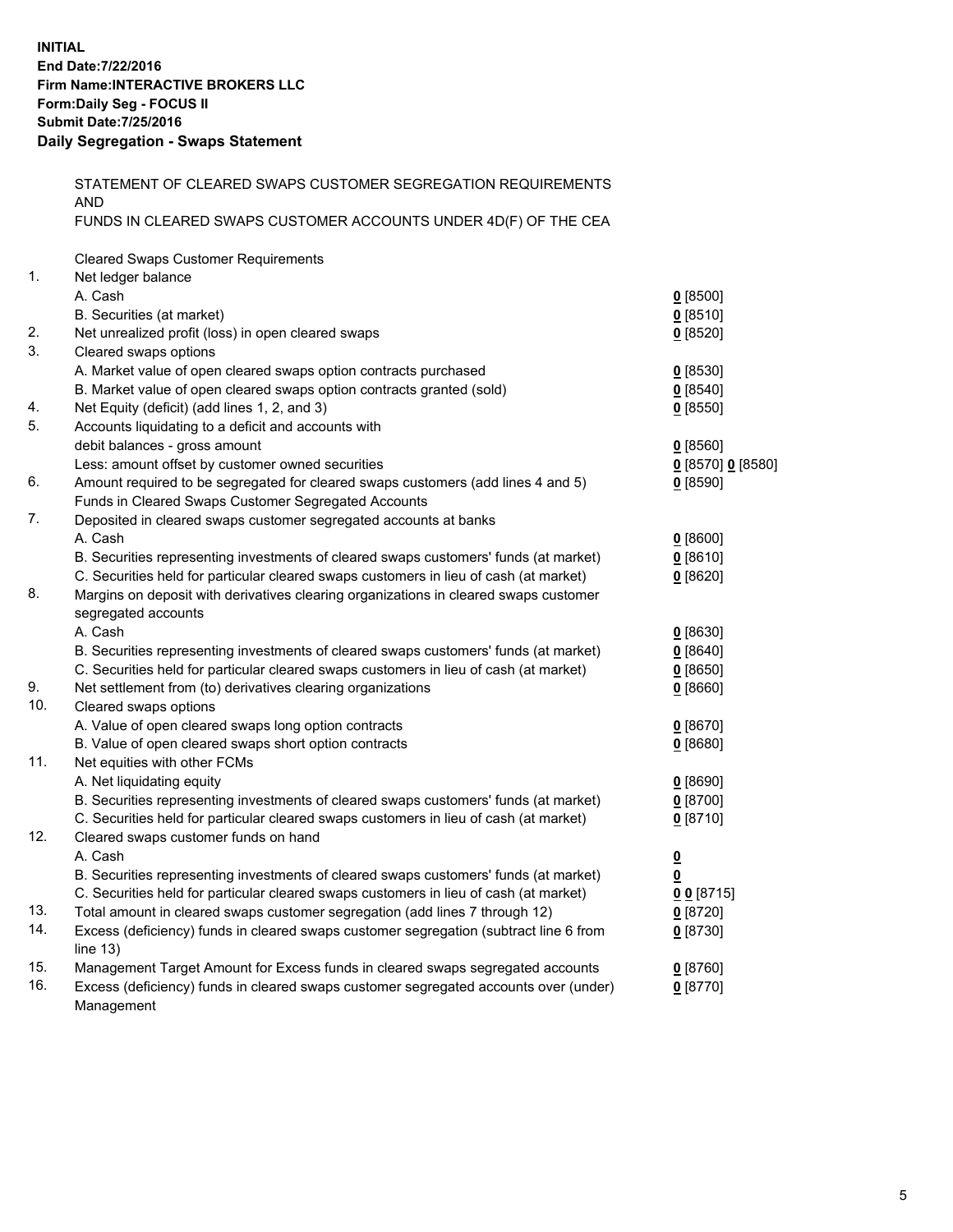**INITIAL**
**End Date:7/22/2016**
**Firm Name:INTERACTIVE BROKERS LLC**
**Form:Daily Seg - FOCUS II**
**Submit Date:7/25/2016**
**Daily Segregation - Swaps Statement**

STATEMENT OF CLEARED SWAPS CUSTOMER SEGREGATION REQUIREMENTS
AND
FUNDS IN CLEARED SWAPS CUSTOMER ACCOUNTS UNDER 4D(F) OF THE CEA

| | | |
|---|---|---|
| | Cleared Swaps Customer Requirements | |
| 1. | Net ledger balance | |
| | A. Cash | 0 [8500] |
| | B. Securities (at market) | 0 [8510] |
| 2. | Net unrealized profit (loss) in open cleared swaps | 0 [8520] |
| 3. | Cleared swaps options | |
| | A. Market value of open cleared swaps option contracts purchased | 0 [8530] |
| | B. Market value of open cleared swaps option contracts granted (sold) | 0 [8540] |
| 4. | Net Equity (deficit) (add lines 1, 2, and 3) | 0 [8550] |
| 5. | Accounts liquidating to a deficit and accounts with | |
| | debit balances - gross amount | 0 [8560] |
| | Less: amount offset by customer owned securities | 0 [8570] 0 [8580] |
| 6. | Amount required to be segregated for cleared swaps customers (add lines 4 and 5) | 0 [8590] |
| | Funds in Cleared Swaps Customer Segregated Accounts | |
| 7. | Deposited in cleared swaps customer segregated accounts at banks | |
| | A. Cash | 0 [8600] |
| | B. Securities representing investments of cleared swaps customers' funds (at market) | 0 [8610] |
| | C. Securities held for particular cleared swaps customers in lieu of cash (at market) | 0 [8620] |
| 8. | Margins on deposit with derivatives clearing organizations in cleared swaps customer segregated accounts | |
| | A. Cash | 0 [8630] |
| | B. Securities representing investments of cleared swaps customers' funds (at market) | 0 [8640] |
| | C. Securities held for particular cleared swaps customers in lieu of cash (at market) | 0 [8650] |
| 9. | Net settlement from (to) derivatives clearing organizations | 0 [8660] |
| 10. | Cleared swaps options | |
| | A. Value of open cleared swaps long option contracts | 0 [8670] |
| | B. Value of open cleared swaps short option contracts | 0 [8680] |
| 11. | Net equities with other FCMs | |
| | A. Net liquidating equity | 0 [8690] |
| | B. Securities representing investments of cleared swaps customers' funds (at market) | 0 [8700] |
| | C. Securities held for particular cleared swaps customers in lieu of cash (at market) | 0 [8710] |
| 12. | Cleared swaps customer funds on hand | |
| | A. Cash | 0 |
| | B. Securities representing investments of cleared swaps customers' funds (at market) | 0 |
| | C. Securities held for particular cleared swaps customers in lieu of cash (at market) | 0 0 [8715] |
| 13. | Total amount in cleared swaps customer segregation (add lines 7 through 12) | 0 [8720] |
| 14. | Excess (deficiency) funds in cleared swaps customer segregation (subtract line 6 from line 13) | 0 [8730] |
| 15. | Management Target Amount for Excess funds in cleared swaps segregated accounts | 0 [8760] |
| 16. | Excess (deficiency) funds in cleared swaps customer segregated accounts over (under) Management | 0 [8770] |